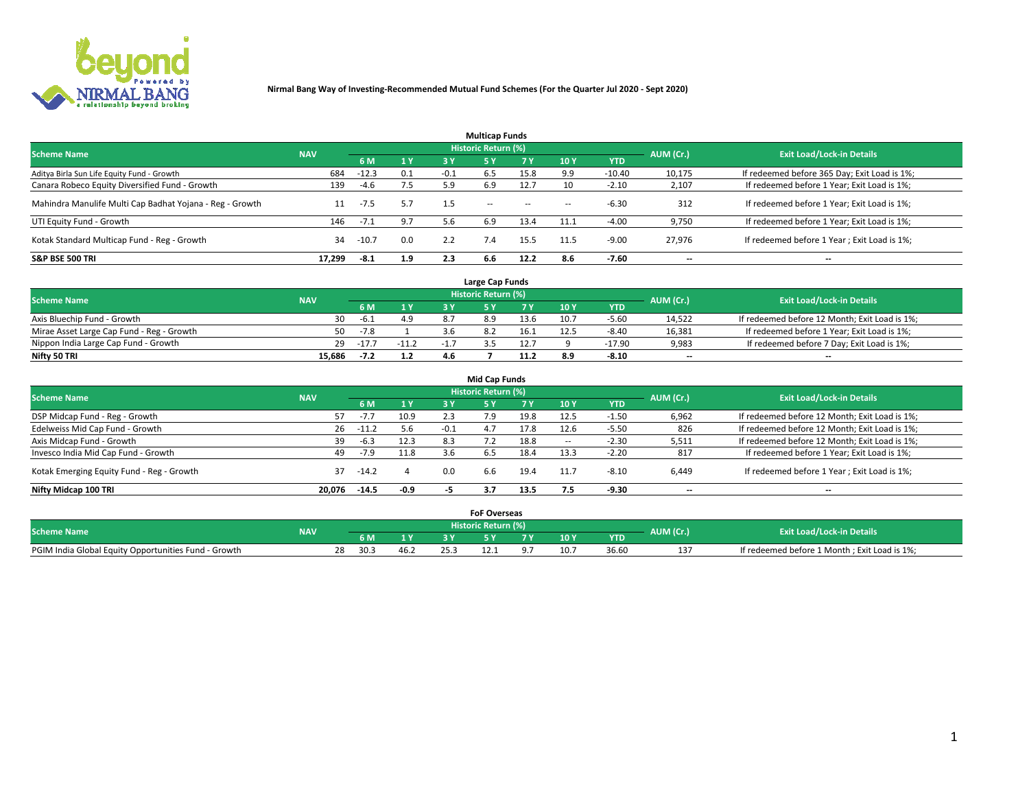**Nirmal Bang Way of Investing-Recommended Mutual Fund Schemes (For the Quarter Jul 2020 - Sept 2020)**

## Multicap Funds

| Scheme Name | NAV | Historic Return (%) | | | | | | | AUM (Cr.) | Exit Load/Lock-in Details |
|---|---|---|---|---|---|---|---|---|---|---|
| | | 6 M | 1 Y | 3 Y | 5 Y | 7 Y | 10 Y | YTD | | |
| Aditya Birla Sun Life Equity Fund - Growth | 684 | -12.3 | 0.1 | -0.1 | 6.5 | 15.8 | 9.9 | -10.40 | 10,175 | If redeemed before 365 Day; Exit Load is 1%; |
| Canara Robeco Equity Diversified Fund - Growth | 139 | -4.6 | 7.5 | 5.9 | 6.9 | 12.7 | 10 | -2.10 | 2,107 | If redeemed before 1 Year; Exit Load is 1%; |
| Mahindra Manulife Multi Cap Badhat Yojana - Reg - Growth | 11 | -7.5 | 5.7 | 1.5 | -- | -- | -- | -6.30 | 312 | If redeemed before 1 Year; Exit Load is 1%; |
| UTI Equity Fund - Growth | 146 | -7.1 | 9.7 | 5.6 | 6.9 | 13.4 | 11.1 | -4.00 | 9,750 | If redeemed before 1 Year; Exit Load is 1%; |
| Kotak Standard Multicap Fund - Reg - Growth | 34 | -10.7 | 0.0 | 2.2 | 7.4 | 15.5 | 11.5 | -9.00 | 27,976 | If redeemed before 1 Year ; Exit Load is 1%; |
| **S&P BSE 500 TRI** | **17,299** | **-8.1** | **1.9** | **2.3** | **6.6** | **12.2** | **8.6** | **-7.60** | -- | -- |

## Large Cap Funds

| Scheme Name | NAV | Historic Return (%) | | | | | | | AUM (Cr.) | Exit Load/Lock-in Details |
|---|---|---|---|---|---|---|---|---|---|---|
| | | 6 M | 1 Y | 3 Y | 5 Y | 7 Y | 10 Y | YTD | | |
| Axis Bluechip Fund - Growth | 30 | -6.1 | 4.9 | 8.7 | 8.9 | 13.6 | 10.7 | -5.60 | 14,522 | If redeemed before 12 Month; Exit Load is 1%; |
| Mirae Asset Large Cap Fund - Reg - Growth | 50 | -7.8 | 1 | 3.6 | 8.2 | 16.1 | 12.5 | -8.40 | 16,381 | If redeemed before 1 Year; Exit Load is 1%; |
| Nippon India Large Cap Fund - Growth | 29 | -17.7 | -11.2 | -1.7 | 3.5 | 12.7 | 9 | -17.90 | 9,983 | If redeemed before 7 Day; Exit Load is 1%; |
| **Nifty 50 TRI** | **15,686** | **-7.2** | **1.2** | **4.6** | **7** | **11.2** | **8.9** | **-8.10** | -- | -- |

## Mid Cap Funds

| Scheme Name | NAV | Historic Return (%) | | | | | | | AUM (Cr.) | Exit Load/Lock-in Details |
|---|---|---|---|---|---|---|---|---|---|---|
| | | 6 M | 1 Y | 3 Y | 5 Y | 7 Y | 10 Y | YTD | | |
| DSP Midcap Fund - Reg - Growth | 57 | -7.7 | 10.9 | 2.3 | 7.9 | 19.8 | 12.5 | -1.50 | 6,962 | If redeemed before 12 Month; Exit Load is 1%; |
| Edelweiss Mid Cap Fund - Growth | 26 | -11.2 | 5.6 | -0.1 | 4.7 | 17.8 | 12.6 | -5.50 | 826 | If redeemed before 12 Month; Exit Load is 1%; |
| Axis Midcap Fund - Growth | 39 | -6.3 | 12.3 | 8.3 | 7.2 | 18.8 | -- | -2.30 | 5,511 | If redeemed before 12 Month; Exit Load is 1%; |
| Invesco India Mid Cap Fund - Growth | 49 | -7.9 | 11.8 | 3.6 | 6.5 | 18.4 | 13.3 | -2.20 | 817 | If redeemed before 1 Year; Exit Load is 1%; |
| Kotak Emerging Equity Fund - Reg - Growth | 37 | -14.2 | 4 | 0.0 | 6.6 | 19.4 | 11.7 | -8.10 | 6,449 | If redeemed before 1 Year ; Exit Load is 1%; |
| **Nifty Midcap 100 TRI** | **20,076** | **-14.5** | **-0.9** | **-5** | **3.7** | **13.5** | **7.5** | **-9.30** | -- | -- |

## FoF Overseas

| Scheme Name | NAV | Historic Return (%) | | | | | | | AUM (Cr.) | Exit Load/Lock-in Details |
|---|---|---|---|---|---|---|---|---|---|---|
| | | 6 M | 1 Y | 3 Y | 5 Y | 7 Y | 10 Y | YTD | | |
| PGIM India Global Equity Opportunities Fund - Growth | 28 | 30.3 | 46.2 | 25.3 | 12.1 | 9.7 | 10.7 | 36.60 | 137 | If redeemed before 1 Month ; Exit Load is 1%; |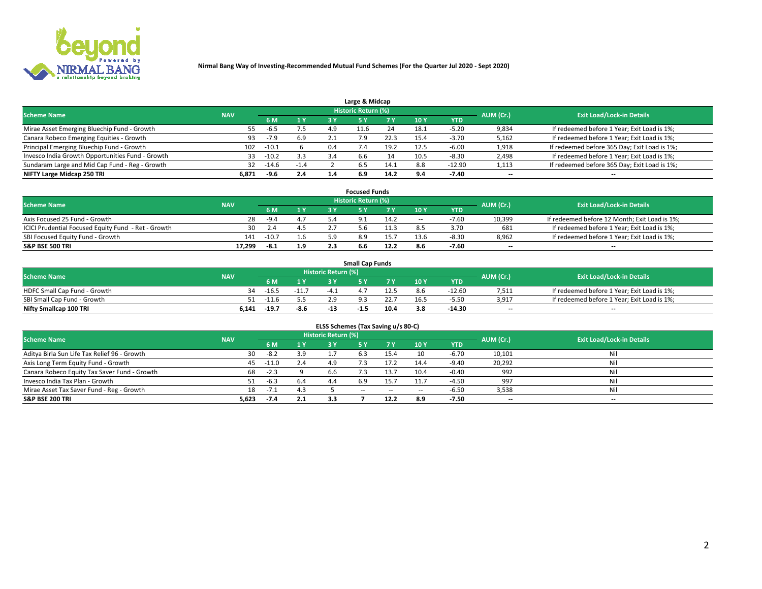Nirmal Bang Way of Investing-Recommended Mutual Fund Schemes (For the Quarter Jul 2020 - Sept 2020)

## Large & Midcap

| Scheme Name | NAV | Historic Return (%) | | | | | | | AUM (Cr.) | Exit Load/Lock-in Details |
|---|---|---|---|---|---|---|---|---|---|---|
| | | 6 M | 1 Y | 3 Y | 5 Y | 7 Y | 10 Y | YTD | | |
| Mirae Asset Emerging Bluechip Fund - Growth | 55 | -6.5 | 7.5 | 4.9 | 11.6 | 24 | 18.1 | -5.20 | 9,834 | If redeemed before 1 Year; Exit Load is 1%; |
| Canara Robeco Emerging Equities - Growth | 93 | -7.9 | 6.9 | 2.1 | 7.9 | 22.3 | 15.4 | -3.70 | 5,162 | If redeemed before 1 Year; Exit Load is 1%; |
| Principal Emerging Bluechip Fund - Growth | 102 | -10.1 | 6 | 0.4 | 7.4 | 19.2 | 12.5 | -6.00 | 1,918 | If redeemed before 365 Day; Exit Load is 1%; |
| Invesco India Growth Opportunities Fund - Growth | 33 | -10.2 | 3.3 | 3.4 | 6.6 | 14 | 10.5 | -8.30 | 2,498 | If redeemed before 1 Year; Exit Load is 1%; |
| Sundaram Large and Mid Cap Fund - Reg - Growth | 32 | -14.6 | -1.4 | 2 | 6.5 | 14.1 | 8.8 | -12.90 | 1,113 | If redeemed before 365 Day; Exit Load is 1%; |
| **NIFTY Large Midcap 250 TRI** | **6,871** | **-9.6** | **2.4** | **1.4** | **6.9** | **14.2** | **9.4** | **-7.40** | -- | -- |

## Focused Funds

| Scheme Name | NAV | Historic Return (%) | | | | | | | AUM (Cr.) | Exit Load/Lock-in Details |
|---|---|---|---|---|---|---|---|---|---|---|
| | | 6 M | 1 Y | 3 Y | 5 Y | 7 Y | 10 Y | YTD | | |
| Axis Focused 25 Fund - Growth | 28 | -9.4 | 4.7 | 5.4 | 9.1 | 14.2 | -- | -7.60 | 10,399 | If redeemed before 12 Month; Exit Load is 1%; |
| ICICI Prudential Focused Equity Fund - Ret - Growth | 30 | 2.4 | 4.5 | 2.7 | 5.6 | 11.3 | 8.5 | 3.70 | 681 | If redeemed before 1 Year; Exit Load is 1%; |
| SBI Focused Equity Fund - Growth | 141 | -10.7 | 1.6 | 5.9 | 8.9 | 15.7 | 13.6 | -8.30 | 8,962 | If redeemed before 1 Year; Exit Load is 1%; |
| **S&P BSE 500 TRI** | **17,299** | **-8.1** | **1.9** | **2.3** | **6.6** | **12.2** | **8.6** | **-7.60** | -- | -- |

## Small Cap Funds

| Scheme Name | NAV | Historic Return (%) | | | | | | | AUM (Cr.) | Exit Load/Lock-in Details |
|---|---|---|---|---|---|---|---|---|---|---|
| | | 6 M | 1 Y | 3 Y | 5 Y | 7 Y | 10 Y | YTD | | |
| HDFC Small Cap Fund - Growth | 34 | -16.5 | -11.7 | -4.1 | 4.7 | 12.5 | 8.6 | -12.60 | 7,511 | If redeemed before 1 Year; Exit Load is 1%; |
| SBI Small Cap Fund - Growth | 51 | -11.6 | 5.5 | 2.9 | 9.3 | 22.7 | 16.5 | -5.50 | 3,917 | If redeemed before 1 Year; Exit Load is 1%; |
| **Nifty Smallcap 100 TRI** | **6,141** | **-19.7** | **-8.6** | **-13** | **-1.5** | **10.4** | **3.8** | **-14.30** | -- | -- |

## ELSS Schemes (Tax Saving u/s 80-C)

| Scheme Name | NAV | Historic Return (%) | | | | | | | AUM (Cr.) | Exit Load/Lock-in Details |
|---|---|---|---|---|---|---|---|---|---|---|
| | | 6 M | 1 Y | 3 Y | 5 Y | 7 Y | 10 Y | YTD | | |
| Aditya Birla Sun Life Tax Relief 96 - Growth | 30 | -8.2 | 3.9 | 1.7 | 6.3 | 15.4 | 10 | -6.70 | 10,101 | Nil |
| Axis Long Term Equity Fund - Growth | 45 | -11.0 | 2.4 | 4.9 | 7.3 | 17.2 | 14.4 | -9.40 | 20,292 | Nil |
| Canara Robeco Equity Tax Saver Fund - Growth | 68 | -2.3 | 9 | 6.6 | 7.3 | 13.7 | 10.4 | -0.40 | 992 | Nil |
| Invesco India Tax Plan - Growth | 51 | -6.3 | 6.4 | 4.4 | 6.9 | 15.7 | 11.7 | -4.50 | 997 | Nil |
| Mirae Asset Tax Saver Fund - Reg - Growth | 18 | -7.1 | 4.3 | 5 | -- | -- | -- | -6.50 | 3,538 | Nil |
| **S&P BSE 200 TRI** | **5,623** | **-7.4** | **2.1** | **3.3** | **7** | **12.2** | **8.9** | **-7.50** | -- | -- |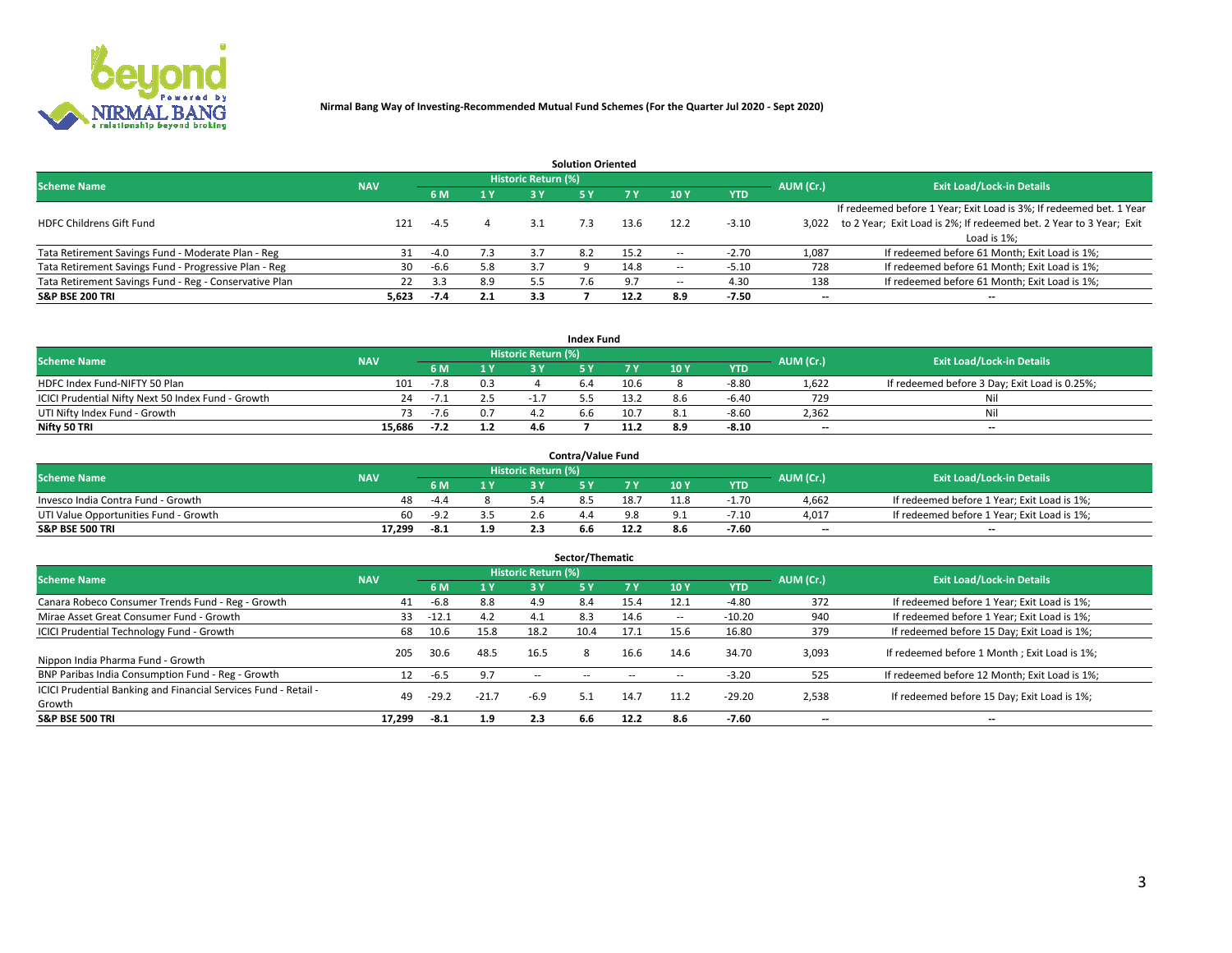**Nirmal Bang Way of Investing-Recommended Mutual Fund Schemes (For the Quarter Jul 2020 - Sept 2020)**

### Solution Oriented

| Scheme Name | NAV | Historic Return (%) | | | | | | | AUM (Cr.) | Exit Load/Lock-in Details |
|---|---|---|---|---|---|---|---|---|---|---|
| | | 6 M | 1 Y | 3 Y | 5 Y | 7 Y | 10 Y | YTD | | |
| HDFC Childrens Gift Fund | 121 | -4.5 | 4 | 3.1 | 7.3 | 13.6 | 12.2 | -3.10 | 3,022 | If redeemed before 1 Year; Exit Load is 3%; If redeemed bet. 1 Year to 2 Year; Exit Load is 2%; If redeemed bet. 2 Year to 3 Year; Exit Load is 1%; |
| Tata Retirement Savings Fund - Moderate Plan - Reg | 31 | -4.0 | 7.3 | 3.7 | 8.2 | 15.2 | -- | -2.70 | 1,087 | If redeemed before 61 Month; Exit Load is 1%; |
| Tata Retirement Savings Fund - Progressive Plan - Reg | 30 | -6.6 | 5.8 | 3.7 | 9 | 14.8 | -- | -5.10 | 728 | If redeemed before 61 Month; Exit Load is 1%; |
| Tata Retirement Savings Fund - Reg - Conservative Plan | 22 | 3.3 | 8.9 | 5.5 | 7.6 | 9.7 | -- | 4.30 | 138 | If redeemed before 61 Month; Exit Load is 1%; |
| **S&P BSE 200 TRI** | **5,623** | **-7.4** | **2.1** | **3.3** | **7** | **12.2** | **8.9** | **-7.50** | **--** | **--** |

### Index Fund

| Scheme Name | NAV | Historic Return (%) | | | | | | | AUM (Cr.) | Exit Load/Lock-in Details |
|---|---|---|---|---|---|---|---|---|---|---|
| | | 6 M | 1 Y | 3 Y | 5 Y | 7 Y | 10 Y | YTD | | |
| HDFC Index Fund-NIFTY 50 Plan | 101 | -7.8 | 0.3 | 4 | 6.4 | 10.6 | 8 | -8.80 | 1,622 | If redeemed before 3 Day; Exit Load is 0.25%; |
| ICICI Prudential Nifty Next 50 Index Fund - Growth | 24 | -7.1 | 2.5 | -1.7 | 5.5 | 13.2 | 8.6 | -6.40 | 729 | Nil |
| UTI Nifty Index Fund - Growth | 73 | -7.6 | 0.7 | 4.2 | 6.6 | 10.7 | 8.1 | -8.60 | 2,362 | Nil |
| **Nifty 50 TRI** | **15,686** | **-7.2** | **1.2** | **4.6** | **7** | **11.2** | **8.9** | **-8.10** | **--** | **--** |

### Contra/Value Fund

| Scheme Name | NAV | Historic Return (%) | | | | | | | AUM (Cr.) | Exit Load/Lock-in Details |
|---|---|---|---|---|---|---|---|---|---|---|
| | | 6 M | 1 Y | 3 Y | 5 Y | 7 Y | 10 Y | YTD | | |
| Invesco India Contra Fund - Growth | 48 | -4.4 | 8 | 5.4 | 8.5 | 18.7 | 11.8 | -1.70 | 4,662 | If redeemed before 1 Year; Exit Load is 1%; |
| UTI Value Opportunities Fund - Growth | 60 | -9.2 | 3.5 | 2.6 | 4.4 | 9.8 | 9.1 | -7.10 | 4,017 | If redeemed before 1 Year; Exit Load is 1%; |
| **S&P BSE 500 TRI** | **17,299** | **-8.1** | **1.9** | **2.3** | **6.6** | **12.2** | **8.6** | **-7.60** | **--** | **--** |

### Sector/Thematic

| Scheme Name | NAV | Historic Return (%) | | | | | | | AUM (Cr.) | Exit Load/Lock-in Details |
|---|---|---|---|---|---|---|---|---|---|---|
| | | 6 M | 1 Y | 3 Y | 5 Y | 7 Y | 10 Y | YTD | | |
| Canara Robeco Consumer Trends Fund - Reg - Growth | 41 | -6.8 | 8.8 | 4.9 | 8.4 | 15.4 | 12.1 | -4.80 | 372 | If redeemed before 1 Year; Exit Load is 1%; |
| Mirae Asset Great Consumer Fund - Growth | 33 | -12.1 | 4.2 | 4.1 | 8.3 | 14.6 | -- | -10.20 | 940 | If redeemed before 1 Year; Exit Load is 1%; |
| ICICI Prudential Technology Fund - Growth | 68 | 10.6 | 15.8 | 18.2 | 10.4 | 17.1 | 15.6 | 16.80 | 379 | If redeemed before 15 Day; Exit Load is 1%; |
| Nippon India Pharma Fund - Growth | 205 | 30.6 | 48.5 | 16.5 | 8 | 16.6 | 14.6 | 34.70 | 3,093 | If redeemed before 1 Month ; Exit Load is 1%; |
| BNP Paribas India Consumption Fund - Reg - Growth | 12 | -6.5 | 9.7 | -- | -- | -- | -- | -3.20 | 525 | If redeemed before 12 Month; Exit Load is 1%; |
| ICICI Prudential Banking and Financial Services Fund - Retail - Growth | 49 | -29.2 | -21.7 | -6.9 | 5.1 | 14.7 | 11.2 | -29.20 | 2,538 | If redeemed before 15 Day; Exit Load is 1%; |
| **S&P BSE 500 TRI** | **17,299** | **-8.1** | **1.9** | **2.3** | **6.6** | **12.2** | **8.6** | **-7.60** | **--** | **--** |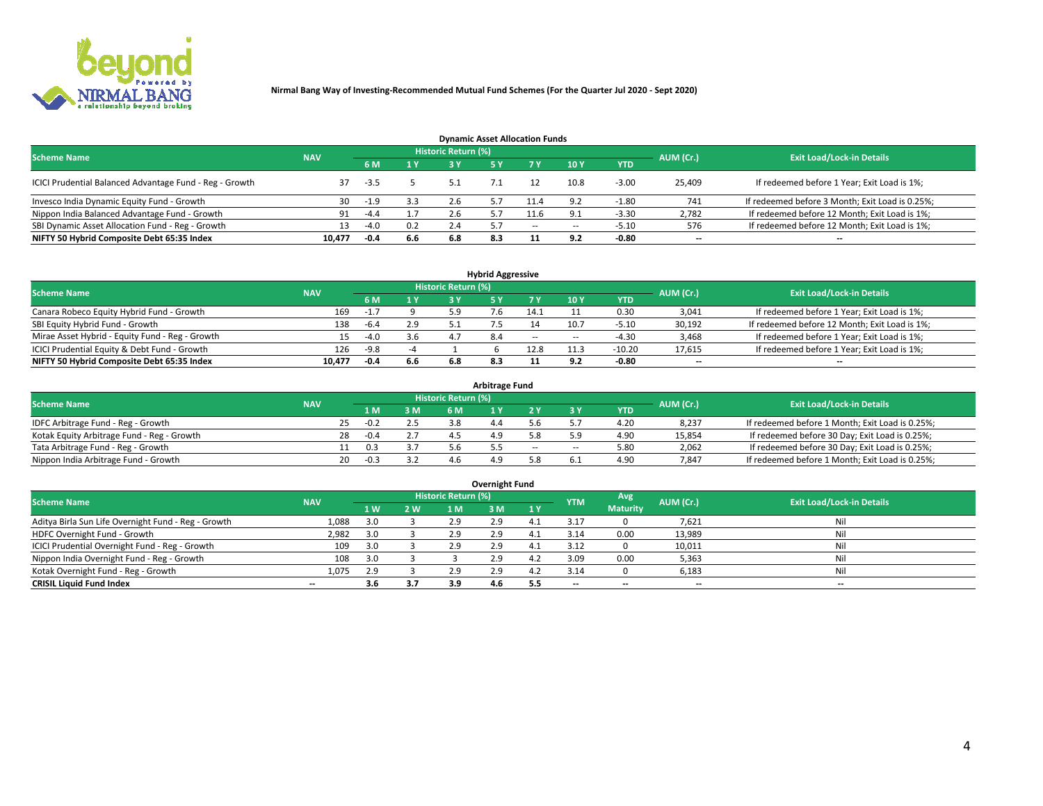**Nirmal Bang Way of Investing-Recommended Mutual Fund Schemes (For the Quarter Jul 2020 - Sept 2020)**

## Dynamic Asset Allocation Funds

| Scheme Name | NAV | Historic Return (%) | | | | | | | AUM (Cr.) | Exit Load/Lock-in Details |
|---|---|---|---|---|---|---|---|---|---|---|
| | | 6 M | 1 Y | 3 Y | 5 Y | 7 Y | 10 Y | YTD | | |
| ICICI Prudential Balanced Advantage Fund - Reg - Growth | 37 | -3.5 | 5 | 5.1 | 7.1 | 12 | 10.8 | -3.00 | 25,409 | If redeemed before 1 Year; Exit Load is 1%; |
| Invesco India Dynamic Equity Fund - Growth | 30 | -1.9 | 3.3 | 2.6 | 5.7 | 11.4 | 9.2 | -1.80 | 741 | If redeemed before 3 Month; Exit Load is 0.25%; |
| Nippon India Balanced Advantage Fund - Growth | 91 | -4.4 | 1.7 | 2.6 | 5.7 | 11.6 | 9.1 | -3.30 | 2,782 | If redeemed before 12 Month; Exit Load is 1%; |
| SBI Dynamic Asset Allocation Fund - Reg - Growth | 13 | -4.0 | 0.2 | 2.4 | 5.7 | -- | -- | -5.10 | 576 | If redeemed before 12 Month; Exit Load is 1%; |
| **NIFTY 50 Hybrid Composite Debt 65:35 Index** | **10,477** | **-0.4** | **6.6** | **6.8** | **8.3** | **11** | **9.2** | **-0.80** | **--** | **--** |

## Hybrid Aggressive

| Scheme Name | NAV | Historic Return (%) | | | | | | | AUM (Cr.) | Exit Load/Lock-in Details |
|---|---|---|---|---|---|---|---|---|---|---|
| | | 6 M | 1 Y | 3 Y | 5 Y | 7 Y | 10 Y | YTD | | |
| Canara Robeco Equity Hybrid Fund - Growth | 169 | -1.7 | 9 | 5.9 | 7.6 | 14.1 | 11 | 0.30 | 3,041 | If redeemed before 1 Year; Exit Load is 1%; |
| SBI Equity Hybrid Fund - Growth | 138 | -6.4 | 2.9 | 5.1 | 7.5 | 14 | 10.7 | -5.10 | 30,192 | If redeemed before 12 Month; Exit Load is 1%; |
| Mirae Asset Hybrid - Equity Fund - Reg - Growth | 15 | -4.0 | 3.6 | 4.7 | 8.4 | -- | -- | -4.30 | 3,468 | If redeemed before 1 Year; Exit Load is 1%; |
| ICICI Prudential Equity & Debt Fund - Growth | 126 | -9.8 | -4 | 1 | 6 | 12.8 | 11.3 | -10.20 | 17,615 | If redeemed before 1 Year; Exit Load is 1%; |
| **NIFTY 50 Hybrid Composite Debt 65:35 Index** | **10,477** | **-0.4** | **6.6** | **6.8** | **8.3** | **11** | **9.2** | **-0.80** | **--** | **--** |

## Arbitrage Fund

| Scheme Name | NAV | Historic Return (%) | | | | | | | AUM (Cr.) | Exit Load/Lock-in Details |
|---|---|---|---|---|---|---|---|---|---|---|
| | | 1 M | 3 M | 6 M | 1 Y | 2 Y | 3 Y | YTD | | |
| IDFC Arbitrage Fund - Reg - Growth | 25 | -0.2 | 2.5 | 3.8 | 4.4 | 5.6 | 5.7 | 4.20 | 8,237 | If redeemed before 1 Month; Exit Load is 0.25%; |
| Kotak Equity Arbitrage Fund - Reg - Growth | 28 | -0.4 | 2.7 | 4.5 | 4.9 | 5.8 | 5.9 | 4.90 | 15,854 | If redeemed before 30 Day; Exit Load is 0.25%; |
| Tata Arbitrage Fund - Reg - Growth | 11 | 0.3 | 3.7 | 5.6 | 5.5 | -- | -- | 5.80 | 2,062 | If redeemed before 30 Day; Exit Load is 0.25%; |
| Nippon India Arbitrage Fund - Growth | 20 | -0.3 | 3.2 | 4.6 | 4.9 | 5.8 | 6.1 | 4.90 | 7,847 | If redeemed before 1 Month; Exit Load is 0.25%; |

## Overnight Fund

| Scheme Name | NAV | Historic Return (%) | | | | | YTM | Avg Maturity | AUM (Cr.) | Exit Load/Lock-in Details |
|---|---|---|---|---|---|---|---|---|---|---|
| | | 1 W | 2 W | 1 M | 3 M | 1 Y | | | | |
| Aditya Birla Sun Life Overnight Fund - Reg - Growth | 1,088 | 3.0 | 3 | 2.9 | 2.9 | 4.1 | 3.17 | 0 | 7,621 | Nil |
| HDFC Overnight Fund - Growth | 2,982 | 3.0 | 3 | 2.9 | 2.9 | 4.1 | 3.14 | 0.00 | 13,989 | Nil |
| ICICI Prudential Overnight Fund - Reg - Growth | 109 | 3.0 | 3 | 2.9 | 2.9 | 4.1 | 3.12 | 0 | 10,011 | Nil |
| Nippon India Overnight Fund - Reg - Growth | 108 | 3.0 | 3 | 3 | 2.9 | 4.2 | 3.09 | 0.00 | 5,363 | Nil |
| Kotak Overnight Fund - Reg - Growth | 1,075 | 2.9 | 3 | 2.9 | 2.9 | 4.2 | 3.14 | 0 | 6,183 | Nil |
| **CRISIL Liquid Fund Index** | **--** | **3.6** | **3.7** | **3.9** | **4.6** | **5.5** | **--** | **--** | **--** | **--** |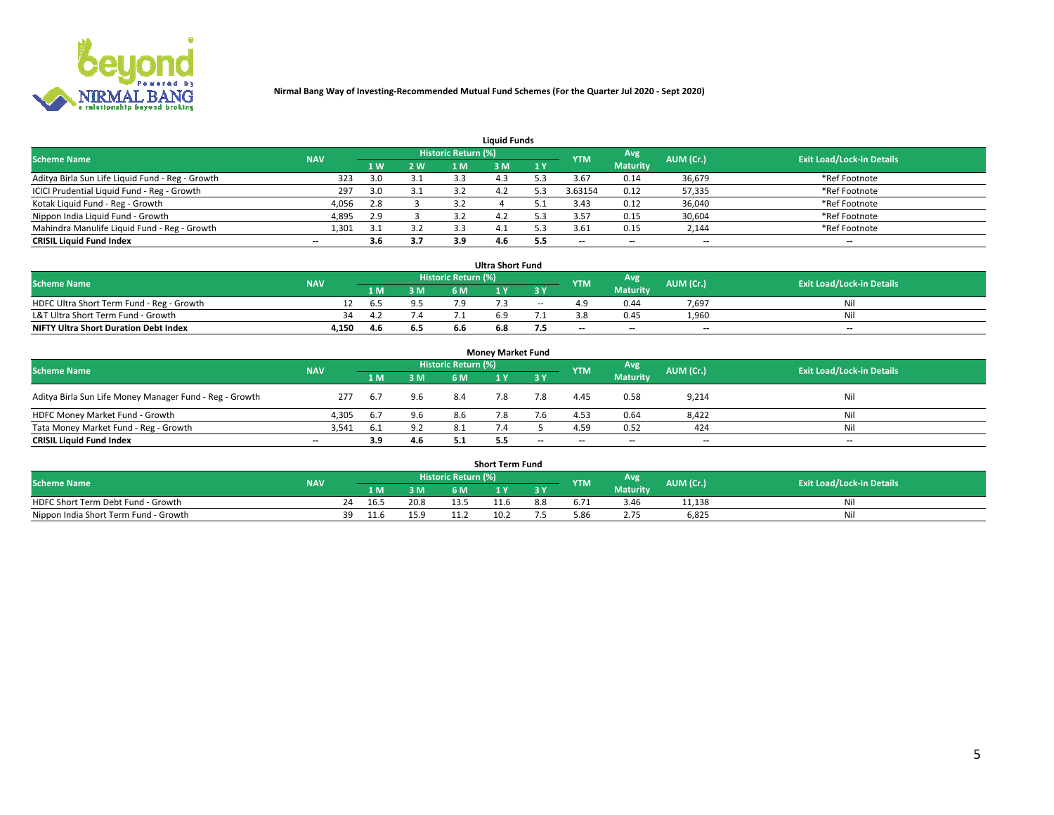**Nirmal Bang Way of Investing-Recommended Mutual Fund Schemes (For the Quarter Jul 2020 - Sept 2020)**

### Liquid Funds

| Scheme Name | NAV | Historic Return (%) | | | | | YTM | Avg Maturity | AUM (Cr.) | Exit Load/Lock-in Details |
|---|---|---|---|---|---|---|---|---|---|---|
| | | 1 W | 2 W | 1 M | 3 M | 1 Y | | | | |
| Aditya Birla Sun Life Liquid Fund - Reg - Growth | 323 | 3.0 | 3.1 | 3.3 | 4.3 | 5.3 | 3.67 | 0.14 | 36,679 | *Ref Footnote |
| ICICI Prudential Liquid Fund - Reg - Growth | 297 | 3.0 | 3.1 | 3.2 | 4.2 | 5.3 | 3.63154 | 0.12 | 57,335 | *Ref Footnote |
| Kotak Liquid Fund - Reg - Growth | 4,056 | 2.8 | 3 | 3.2 | 4 | 5.1 | 3.43 | 0.12 | 36,040 | *Ref Footnote |
| Nippon India Liquid Fund - Growth | 4,895 | 2.9 | 3 | 3.2 | 4.2 | 5.3 | 3.57 | 0.15 | 30,604 | *Ref Footnote |
| Mahindra Manulife Liquid Fund - Reg - Growth | 1,301 | 3.1 | 3.2 | 3.3 | 4.1 | 5.3 | 3.61 | 0.15 | 2,144 | *Ref Footnote |
| **CRISIL Liquid Fund Index** | -- | **3.6** | **3.7** | **3.9** | **4.6** | **5.5** | -- | -- | -- | -- |

### Ultra Short Fund

| Scheme Name | NAV | Historic Return (%) | | | | | YTM | Avg Maturity | AUM (Cr.) | Exit Load/Lock-in Details |
|---|---|---|---|---|---|---|---|---|---|---|
| | | 1 M | 3 M | 6 M | 1 Y | 3 Y | | | | |
| HDFC Ultra Short Term Fund - Reg - Growth | 12 | 6.5 | 9.5 | 7.9 | 7.3 | -- | 4.9 | 0.44 | 7,697 | Nil |
| L&T Ultra Short Term Fund - Growth | 34 | 4.2 | 7.4 | 7.1 | 6.9 | 7.1 | 3.8 | 0.45 | 1,960 | Nil |
| **NIFTY Ultra Short Duration Debt Index** | **4,150** | **4.6** | **6.5** | **6.6** | **6.8** | **7.5** | -- | -- | -- | -- |

### Money Market Fund

| Scheme Name | NAV | Historic Return (%) | | | | | YTM | Avg Maturity | AUM (Cr.) | Exit Load/Lock-in Details |
|---|---|---|---|---|---|---|---|---|---|---|
| | | 1 M | 3 M | 6 M | 1 Y | 3 Y | | | | |
| Aditya Birla Sun Life Money Manager Fund - Reg - Growth | 277 | 6.7 | 9.6 | 8.4 | 7.8 | 7.8 | 4.45 | 0.58 | 9,214 | Nil |
| HDFC Money Market Fund - Growth | 4,305 | 6.7 | 9.6 | 8.6 | 7.8 | 7.6 | 4.53 | 0.64 | 8,422 | Nil |
| Tata Money Market Fund - Reg - Growth | 3,541 | 6.1 | 9.2 | 8.1 | 7.4 | 5 | 4.59 | 0.52 | 424 | Nil |
| **CRISIL Liquid Fund Index** | -- | **3.9** | **4.6** | **5.1** | **5.5** | -- | -- | -- | -- | -- |

### Short Term Fund

| Scheme Name | NAV | Historic Return (%) | | | | | YTM | Avg Maturity | AUM (Cr.) | Exit Load/Lock-in Details |
|---|---|---|---|---|---|---|---|---|---|---|
| | | 1 M | 3 M | 6 M | 1 Y | 3 Y | | | | |
| HDFC Short Term Debt Fund - Growth | 24 | 16.5 | 20.8 | 13.5 | 11.6 | 8.8 | 6.71 | 3.46 | 11,138 | Nil |
| Nippon India Short Term Fund - Growth | 39 | 11.6 | 15.9 | 11.2 | 10.2 | 7.5 | 5.86 | 2.75 | 6,825 | Nil |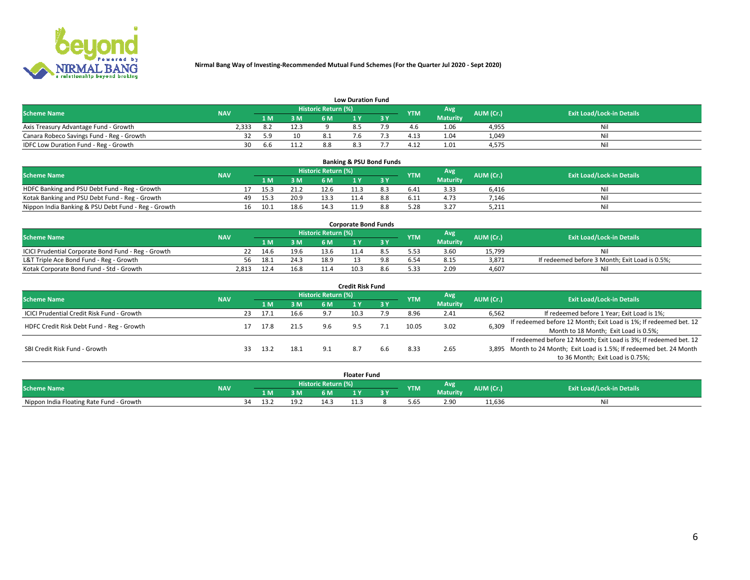**Nirmal Bang Way of Investing-Recommended Mutual Fund Schemes (For the Quarter Jul 2020 - Sept 2020)**

### Low Duration Fund

| Scheme Name | NAV | Historic Return (%) | | | | | YTM | Avg Maturity | AUM (Cr.) | Exit Load/Lock-in Details |
|---|---|---|---|---|---|---|---|---|---|---|
| | | 1 M | 3 M | 6 M | 1 Y | 3 Y | | | | |
| Axis Treasury Advantage Fund - Growth | 2,333 | 8.2 | 12.3 | 9 | 8.5 | 7.9 | 4.6 | 1.06 | 4,955 | Nil |
| Canara Robeco Savings Fund - Reg - Growth | 32 | 5.9 | 10 | 8.1 | 7.6 | 7.3 | 4.13 | 1.04 | 1,049 | Nil |
| IDFC Low Duration Fund - Reg - Growth | 30 | 6.6 | 11.2 | 8.8 | 8.3 | 7.7 | 4.12 | 1.01 | 4,575 | Nil |

### Banking & PSU Bond Funds

| Scheme Name | NAV | Historic Return (%) | | | | | YTM | Avg Maturity | AUM (Cr.) | Exit Load/Lock-in Details |
|---|---|---|---|---|---|---|---|---|---|---|
| | | 1 M | 3 M | 6 M | 1 Y | 3 Y | | | | |
| HDFC Banking and PSU Debt Fund - Reg - Growth | 17 | 15.3 | 21.2 | 12.6 | 11.3 | 8.3 | 6.41 | 3.33 | 6,416 | Nil |
| Kotak Banking and PSU Debt Fund - Reg - Growth | 49 | 15.3 | 20.9 | 13.3 | 11.4 | 8.8 | 6.11 | 4.73 | 7,146 | Nil |
| Nippon India Banking & PSU Debt Fund - Reg - Growth | 16 | 10.1 | 18.6 | 14.3 | 11.9 | 8.8 | 5.28 | 3.27 | 5,211 | Nil |

### Corporate Bond Funds

| Scheme Name | NAV | Historic Return (%) | | | | | YTM | Avg Maturity | AUM (Cr.) | Exit Load/Lock-in Details |
|---|---|---|---|---|---|---|---|---|---|---|
| | | 1 M | 3 M | 6 M | 1 Y | 3 Y | | | | |
| ICICI Prudential Corporate Bond Fund - Reg - Growth | 22 | 14.6 | 19.6 | 13.6 | 11.4 | 8.5 | 5.53 | 3.60 | 15,799 | Nil |
| L&T Triple Ace Bond Fund - Reg - Growth | 56 | 18.1 | 24.3 | 18.9 | 13 | 9.8 | 6.54 | 8.15 | 3,871 | If redeemed before 3 Month; Exit Load is 0.5%; |
| Kotak Corporate Bond Fund - Std - Growth | 2,813 | 12.4 | 16.8 | 11.4 | 10.3 | 8.6 | 5.33 | 2.09 | 4,607 | Nil |

### Credit Risk Fund

| Scheme Name | NAV | Historic Return (%) | | | | | YTM | Avg Maturity | AUM (Cr.) | Exit Load/Lock-in Details |
|---|---|---|---|---|---|---|---|---|---|---|
| | | 1 M | 3 M | 6 M | 1 Y | 3 Y | | | | |
| ICICI Prudential Credit Risk Fund - Growth | 23 | 17.1 | 16.6 | 9.7 | 10.3 | 7.9 | 8.96 | 2.41 | 6,562 | If redeemed before 1 Year; Exit Load is 1%; |
| HDFC Credit Risk Debt Fund - Reg - Growth | 17 | 17.8 | 21.5 | 9.6 | 9.5 | 7.1 | 10.05 | 3.02 | 6,309 | If redeemed before 12 Month; Exit Load is 1%; If redeemed bet. 12 Month to 18 Month; Exit Load is 0.5%; |
| SBI Credit Risk Fund - Growth | 33 | 13.2 | 18.1 | 9.1 | 8.7 | 6.6 | 8.33 | 2.65 | 3,895 | If redeemed before 12 Month; Exit Load is 3%; If redeemed bet. 12 Month to 24 Month; Exit Load is 1.5%; If redeemed bet. 24 Month to 36 Month; Exit Load is 0.75%; |

### Floater Fund

| Scheme Name | NAV | Historic Return (%) | | | | | YTM | Avg Maturity | AUM (Cr.) | Exit Load/Lock-in Details |
|---|---|---|---|---|---|---|---|---|---|---|
| | | 1 M | 3 M | 6 M | 1 Y | 3 Y | | | | |
| Nippon India Floating Rate Fund - Growth | 34 | 13.2 | 19.2 | 14.3 | 11.3 | 8 | 5.65 | 2.90 | 11,636 | Nil |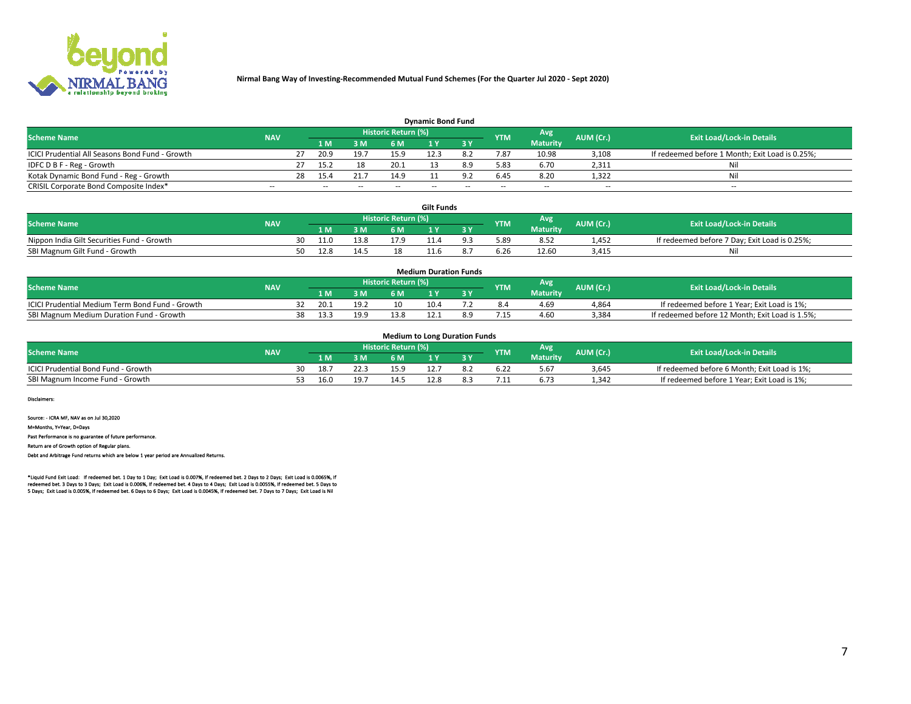Nirmal Bang Way of Investing-Recommended Mutual Fund Schemes (For the Quarter Jul 2020 - Sept 2020)

### Dynamic Bond Fund

| Scheme Name | NAV | Historic Return (%) | | | | | YTM | Avg Maturity | AUM (Cr.) | Exit Load/Lock-in Details |
|---|---|---|---|---|---|---|---|---|---|---|
| | | 1 M | 3 M | 6 M | 1 Y | 3 Y | | | | |
| ICICI Prudential All Seasons Bond Fund - Growth | 27 | 20.9 | 19.7 | 15.9 | 12.3 | 8.2 | 7.87 | 10.98 | 3,108 | If redeemed before 1 Month; Exit Load is 0.25%; |
| IDFC D B F - Reg - Growth | 27 | 15.2 | 18 | 20.1 | 13 | 8.9 | 5.83 | 6.70 | 2,311 | Nil |
| Kotak Dynamic Bond Fund - Reg - Growth | 28 | 15.4 | 21.7 | 14.9 | 11 | 9.2 | 6.45 | 8.20 | 1,322 | Nil |
| CRISIL Corporate Bond Composite Index* | -- | -- | -- | -- | -- | -- | -- | -- | -- | -- |

### Gilt Funds

| Scheme Name | NAV | Historic Return (%) | | | | | YTM | Avg Maturity | AUM (Cr.) | Exit Load/Lock-in Details |
|---|---|---|---|---|---|---|---|---|---|---|
| | | 1 M | 3 M | 6 M | 1 Y | 3 Y | | | | |
| Nippon India Gilt Securities Fund - Growth | 30 | 11.0 | 13.8 | 17.9 | 11.4 | 9.3 | 5.89 | 8.52 | 1,452 | If redeemed before 7 Day; Exit Load is 0.25%; |
| SBI Magnum Gilt Fund - Growth | 50 | 12.8 | 14.5 | 18 | 11.6 | 8.7 | 6.26 | 12.60 | 3,415 | Nil |

### Medium Duration Funds

| Scheme Name | NAV | Historic Return (%) | | | | | YTM | Avg Maturity | AUM (Cr.) | Exit Load/Lock-in Details |
|---|---|---|---|---|---|---|---|---|---|---|
| | | 1 M | 3 M | 6 M | 1 Y | 3 Y | | | | |
| ICICI Prudential Medium Term Bond Fund - Growth | 32 | 20.1 | 19.2 | 10 | 10.4 | 7.2 | 8.4 | 4.69 | 4,864 | If redeemed before 1 Year; Exit Load is 1%; |
| SBI Magnum Medium Duration Fund - Growth | 38 | 13.3 | 19.9 | 13.8 | 12.1 | 8.9 | 7.15 | 4.60 | 3,384 | If redeemed before 12 Month; Exit Load is 1.5%; |

### Medium to Long Duration Funds

| Scheme Name | NAV | Historic Return (%) | | | | | YTM | Avg Maturity | AUM (Cr.) | Exit Load/Lock-in Details |
|---|---|---|---|---|---|---|---|---|---|---|
| | | 1 M | 3 M | 6 M | 1 Y | 3 Y | | | | |
| ICICI Prudential Bond Fund - Growth | 30 | 18.7 | 22.3 | 15.9 | 12.7 | 8.2 | 6.22 | 5.67 | 3,645 | If redeemed before 6 Month; Exit Load is 1%; |
| SBI Magnum Income Fund - Growth | 53 | 16.0 | 19.7 | 14.5 | 12.8 | 8.3 | 7.11 | 6.73 | 1,342 | If redeemed before 1 Year; Exit Load is 1%; |

Disclaimers:

Source: - ICRA MF, NAV as on Jul 30,2020

M=Months, Y=Year, D=Days

Past Performance is no guarantee of future performance.

Return are of Growth option of Regular plans.

Debt and Arbitrage Fund returns which are below 1 year period are Annualized Returns.

*Liquid Fund Exit Load: If redeemed bet. 1 Day to 1 Day; Exit Load is 0.007%, If redeemed bet. 2 Days to 2 Days; Exit Load is 0.0065%, If redeemed bet. 3 Days to 3 Days; Exit Load is 0.006%, If redeemed bet. 4 Days to 4 Days; Exit Load is 0.0055%, If redeemed bet. 5 Days to 5 Days; Exit Load is 0.005%, If redeemed bet. 6 Days to 6 Days; Exit Load is 0.0045%, If redeemed bet. 7 Days to 7 Days; Exit Load is Nil